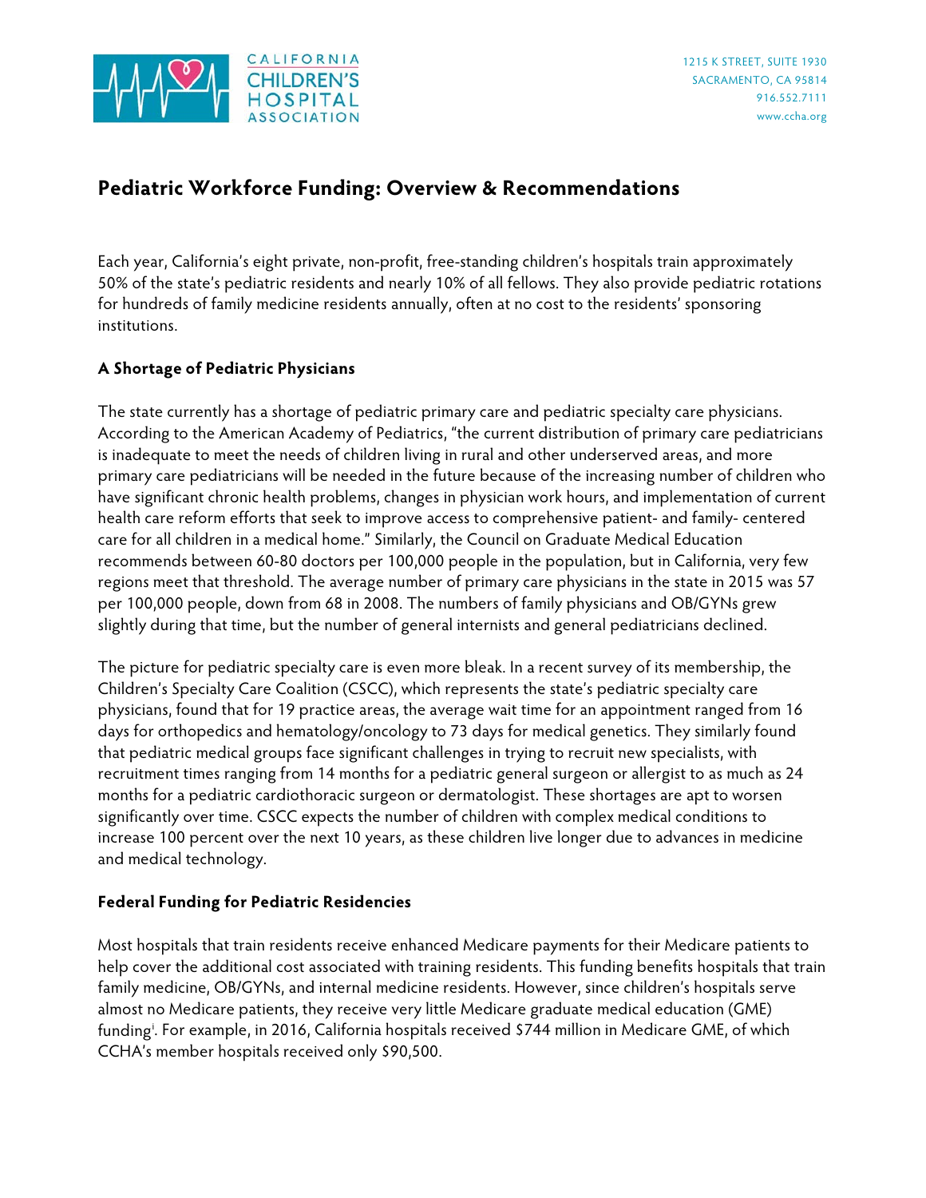CALIFORNIA CHILDREN'S HOSPITAL ASSOCIATION

1215 K STREET, SUITE 1930
SACRAMENTO, CA 95814
916.552.7111
www.ccha.org

# Pediatric Workforce Funding: Overview & Recommendations

Each year, California's eight private, non-profit, free-standing children's hospitals train approximately 50% of the state's pediatric residents and nearly 10% of all fellows. They also provide pediatric rotations for hundreds of family medicine residents annually, often at no cost to the residents' sponsoring institutions.

## A Shortage of Pediatric Physicians

The state currently has a shortage of pediatric primary care and pediatric specialty care physicians. According to the American Academy of Pediatrics, "the current distribution of primary care pediatricians is inadequate to meet the needs of children living in rural and other underserved areas, and more primary care pediatricians will be needed in the future because of the increasing number of children who have significant chronic health problems, changes in physician work hours, and implementation of current health care reform efforts that seek to improve access to comprehensive patient- and family- centered care for all children in a medical home." Similarly, the Council on Graduate Medical Education recommends between 60-80 doctors per 100,000 people in the population, but in California, very few regions meet that threshold. The average number of primary care physicians in the state in 2015 was 57 per 100,000 people, down from 68 in 2008. The numbers of family physicians and OB/GYNs grew slightly during that time, but the number of general internists and general pediatricians declined.

The picture for pediatric specialty care is even more bleak. In a recent survey of its membership, the Children's Specialty Care Coalition (CSCC), which represents the state's pediatric specialty care physicians, found that for 19 practice areas, the average wait time for an appointment ranged from 16 days for orthopedics and hematology/oncology to 73 days for medical genetics. They similarly found that pediatric medical groups face significant challenges in trying to recruit new specialists, with recruitment times ranging from 14 months for a pediatric general surgeon or allergist to as much as 24 months for a pediatric cardiothoracic surgeon or dermatologist. These shortages are apt to worsen significantly over time. CSCC expects the number of children with complex medical conditions to increase 100 percent over the next 10 years, as these children live longer due to advances in medicine and medical technology.

## Federal Funding for Pediatric Residencies

Most hospitals that train residents receive enhanced Medicare payments for their Medicare patients to help cover the additional cost associated with training residents. This funding benefits hospitals that train family medicine, OB/GYNs, and internal medicine residents. However, since children's hospitals serve almost no Medicare patients, they receive very little Medicare graduate medical education (GME) funding[i]. For example, in 2016, California hospitals received $744 million in Medicare GME, of which CCHA's member hospitals received only $90,500.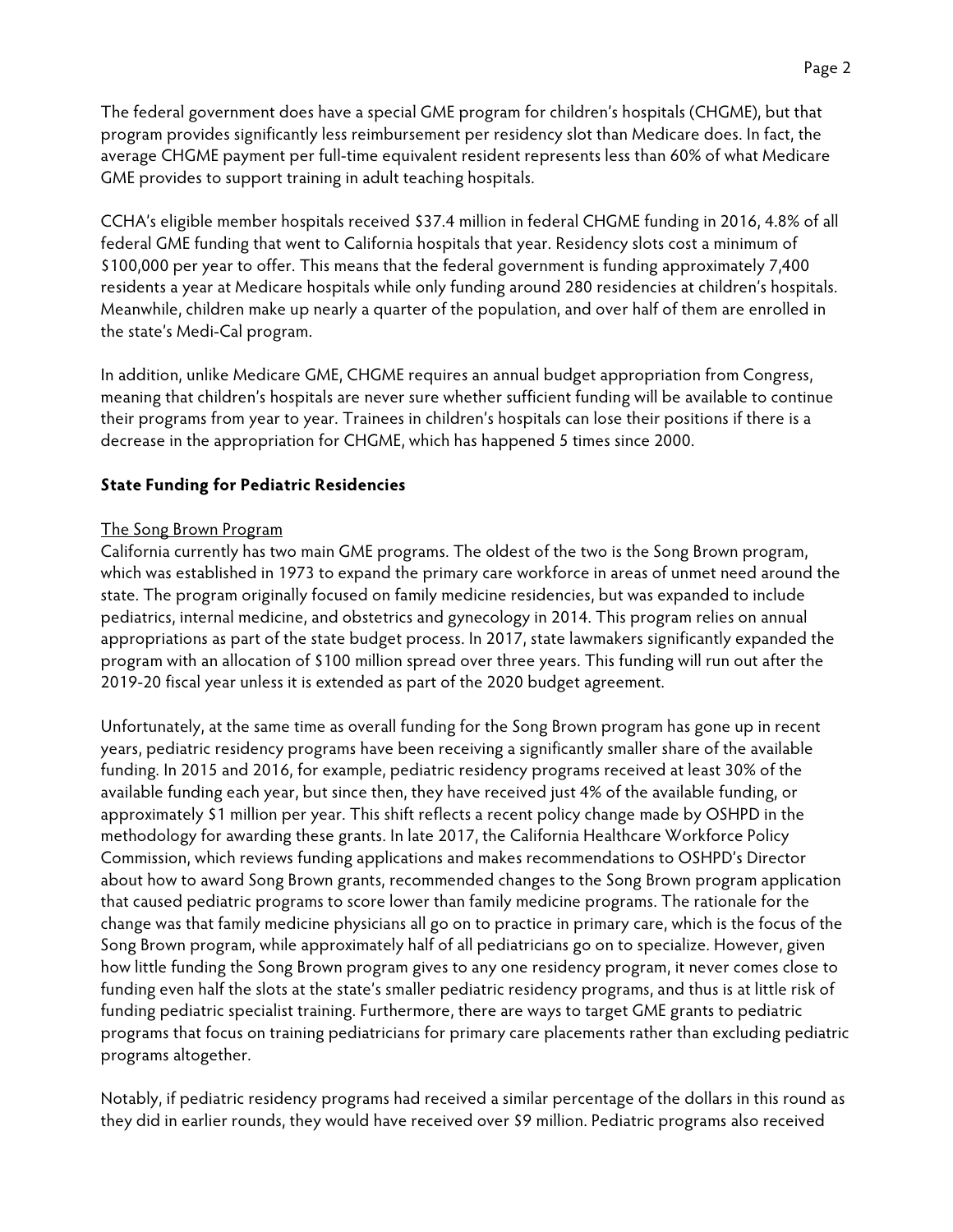The federal government does have a special GME program for children's hospitals (CHGME), but that program provides significantly less reimbursement per residency slot than Medicare does. In fact, the average CHGME payment per full-time equivalent resident represents less than 60% of what Medicare GME provides to support training in adult teaching hospitals.

CCHA's eligible member hospitals received $37.4 million in federal CHGME funding in 2016, 4.8% of all federal GME funding that went to California hospitals that year. Residency slots cost a minimum of $100,000 per year to offer. This means that the federal government is funding approximately 7,400 residents a year at Medicare hospitals while only funding around 280 residencies at children's hospitals. Meanwhile, children make up nearly a quarter of the population, and over half of them are enrolled in the state's Medi-Cal program.

In addition, unlike Medicare GME, CHGME requires an annual budget appropriation from Congress, meaning that children's hospitals are never sure whether sufficient funding will be available to continue their programs from year to year. Trainees in children's hospitals can lose their positions if there is a decrease in the appropriation for CHGME, which has happened 5 times since 2000.

## State Funding for Pediatric Residencies

### The Song Brown Program

California currently has two main GME programs. The oldest of the two is the Song Brown program, which was established in 1973 to expand the primary care workforce in areas of unmet need around the state. The program originally focused on family medicine residencies, but was expanded to include pediatrics, internal medicine, and obstetrics and gynecology in 2014. This program relies on annual appropriations as part of the state budget process. In 2017, state lawmakers significantly expanded the program with an allocation of $100 million spread over three years. This funding will run out after the 2019-20 fiscal year unless it is extended as part of the 2020 budget agreement.

Unfortunately, at the same time as overall funding for the Song Brown program has gone up in recent years, pediatric residency programs have been receiving a significantly smaller share of the available funding. In 2015 and 2016, for example, pediatric residency programs received at least 30% of the available funding each year, but since then, they have received just 4% of the available funding, or approximately $1 million per year. This shift reflects a recent policy change made by OSHPD in the methodology for awarding these grants. In late 2017, the California Healthcare Workforce Policy Commission, which reviews funding applications and makes recommendations to OSHPD's Director about how to award Song Brown grants, recommended changes to the Song Brown program application that caused pediatric programs to score lower than family medicine programs. The rationale for the change was that family medicine physicians all go on to practice in primary care, which is the focus of the Song Brown program, while approximately half of all pediatricians go on to specialize. However, given how little funding the Song Brown program gives to any one residency program, it never comes close to funding even half the slots at the state's smaller pediatric residency programs, and thus is at little risk of funding pediatric specialist training. Furthermore, there are ways to target GME grants to pediatric programs that focus on training pediatricians for primary care placements rather than excluding pediatric programs altogether.

Notably, if pediatric residency programs had received a similar percentage of the dollars in this round as they did in earlier rounds, they would have received over $9 million. Pediatric programs also received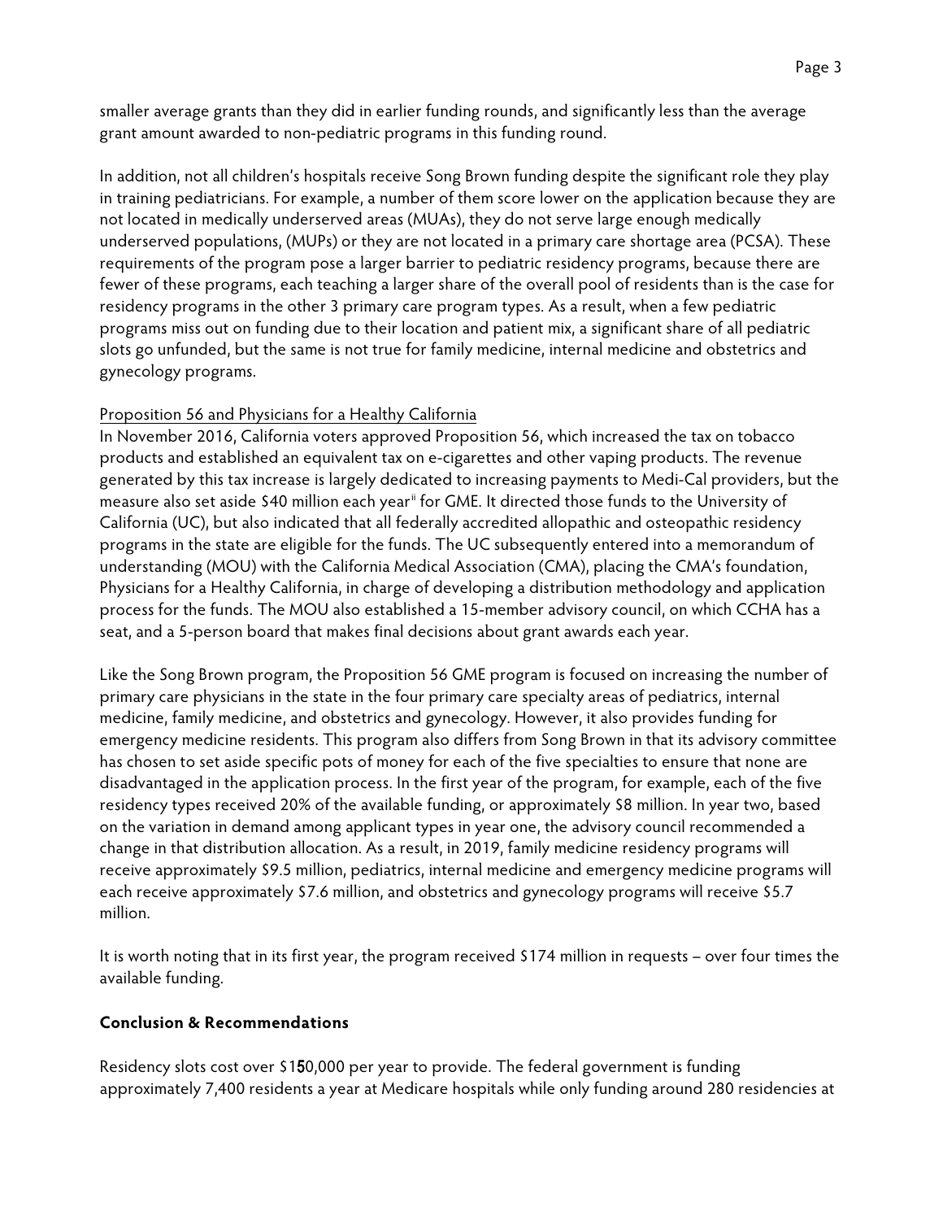smaller average grants than they did in earlier funding rounds, and significantly less than the average grant amount awarded to non-pediatric programs in this funding round.

In addition, not all children's hospitals receive Song Brown funding despite the significant role they play in training pediatricians. For example, a number of them score lower on the application because they are not located in medically underserved areas (MUAs), they do not serve large enough medically underserved populations, (MUPs) or they are not located in a primary care shortage area (PCSA). These requirements of the program pose a larger barrier to pediatric residency programs, because there are fewer of these programs, each teaching a larger share of the overall pool of residents than is the case for residency programs in the other 3 primary care program types. As a result, when a few pediatric programs miss out on funding due to their location and patient mix, a significant share of all pediatric slots go unfunded, but the same is not true for family medicine, internal medicine and obstetrics and gynecology programs.

Proposition 56 and Physicians for a Healthy California

In November 2016, California voters approved Proposition 56, which increased the tax on tobacco products and established an equivalent tax on e-cigarettes and other vaping products. The revenue generated by this tax increase is largely dedicated to increasing payments to Medi-Cal providers, but the measure also set aside $40 million each year[ii] for GME. It directed those funds to the University of California (UC), but also indicated that all federally accredited allopathic and osteopathic residency programs in the state are eligible for the funds. The UC subsequently entered into a memorandum of understanding (MOU) with the California Medical Association (CMA), placing the CMA's foundation, Physicians for a Healthy California, in charge of developing a distribution methodology and application process for the funds. The MOU also established a 15-member advisory council, on which CCHA has a seat, and a 5-person board that makes final decisions about grant awards each year.

Like the Song Brown program, the Proposition 56 GME program is focused on increasing the number of primary care physicians in the state in the four primary care specialty areas of pediatrics, internal medicine, family medicine, and obstetrics and gynecology. However, it also provides funding for emergency medicine residents. This program also differs from Song Brown in that its advisory committee has chosen to set aside specific pots of money for each of the five specialties to ensure that none are disadvantaged in the application process. In the first year of the program, for example, each of the five residency types received 20% of the available funding, or approximately $8 million. In year two, based on the variation in demand among applicant types in year one, the advisory council recommended a change in that distribution allocation. As a result, in 2019, family medicine residency programs will receive approximately $9.5 million, pediatrics, internal medicine and emergency medicine programs will each receive approximately $7.6 million, and obstetrics and gynecology programs will receive $5.7 million.

It is worth noting that in its first year, the program received $174 million in requests – over four times the available funding.

**Conclusion & Recommendations**

Residency slots cost over $150,000 per year to provide. The federal government is funding approximately 7,400 residents a year at Medicare hospitals while only funding around 280 residencies at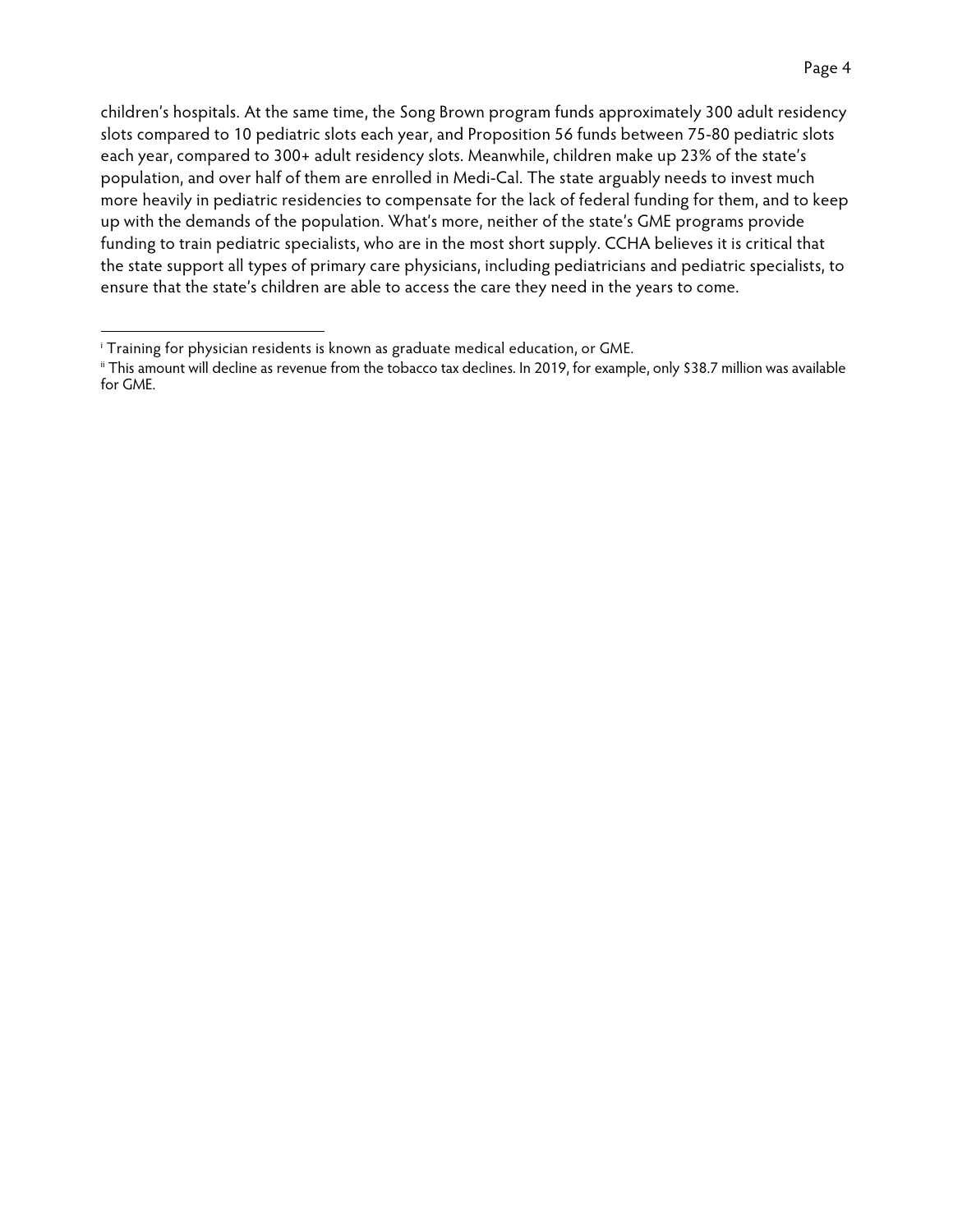children's hospitals. At the same time, the Song Brown program funds approximately 300 adult residency slots compared to 10 pediatric slots each year, and Proposition 56 funds between 75-80 pediatric slots each year, compared to 300+ adult residency slots. Meanwhile, children make up 23% of the state's population, and over half of them are enrolled in Medi-Cal. The state arguably needs to invest much more heavily in pediatric residencies to compensate for the lack of federal funding for them, and to keep up with the demands of the population. What's more, neither of the state's GME programs provide funding to train pediatric specialists, who are in the most short supply. CCHA believes it is critical that the state support all types of primary care physicians, including pediatricians and pediatric specialists, to ensure that the state's children are able to access the care they need in the years to come.

---

[i] Training for physician residents is known as graduate medical education, or GME.

[ii] This amount will decline as revenue from the tobacco tax declines. In 2019, for example, only $38.7 million was available for GME.